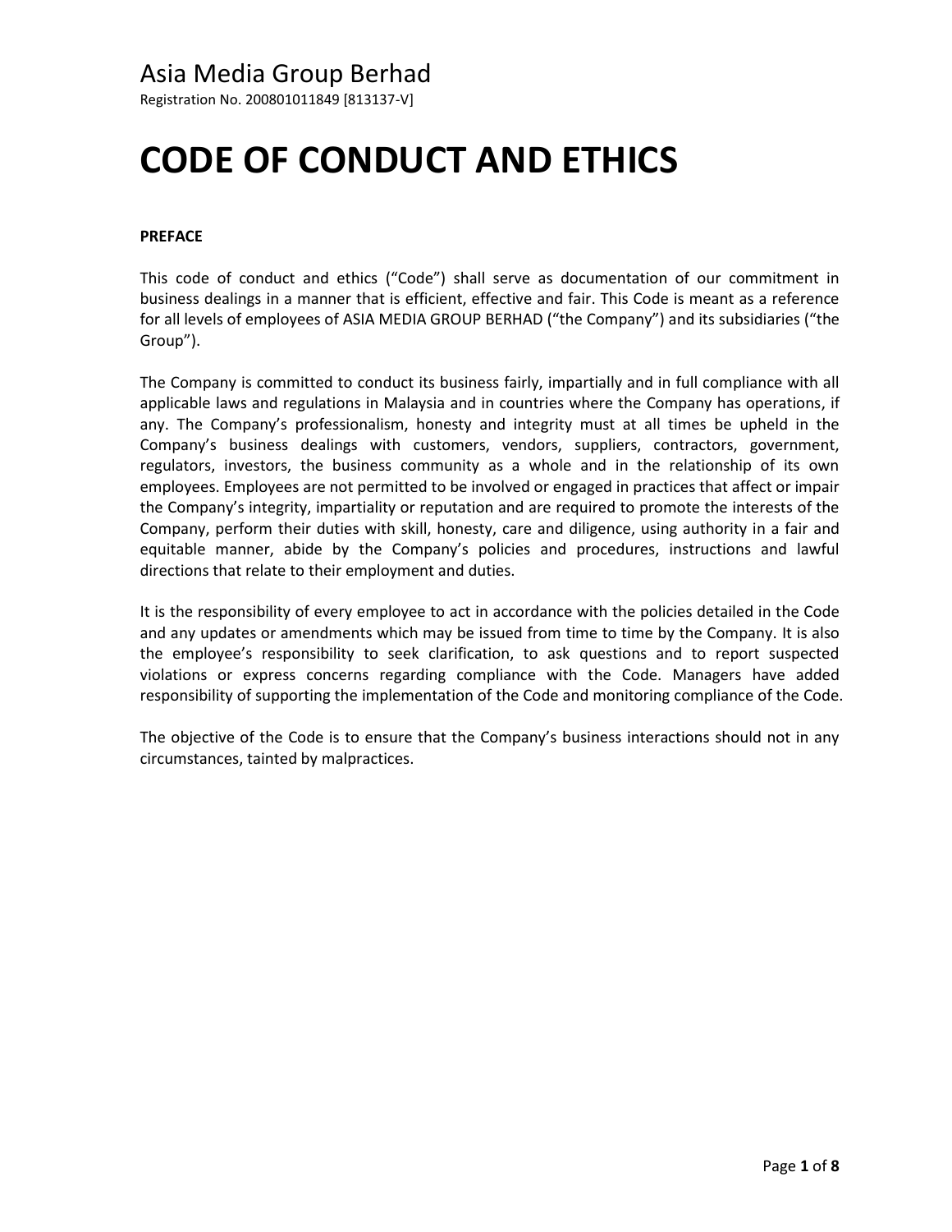Asia Media Group Berhad

Registration No. 200801011849 [813137-V]

# CODE OF CONDUCT AND ETHICS

**PREFACE**

This code of conduct and ethics ("Code") shall serve as documentation of our commitment in business dealings in a manner that is efficient, effective and fair. This Code is meant as a reference for all levels of employees of ASIA MEDIA GROUP BERHAD ("the Company") and its subsidiaries ("the Group").

The Company is committed to conduct its business fairly, impartially and in full compliance with all applicable laws and regulations in Malaysia and in countries where the Company has operations, if any. The Company's professionalism, honesty and integrity must at all times be upheld in the Company's business dealings with customers, vendors, suppliers, contractors, government, regulators, investors, the business community as a whole and in the relationship of its own employees. Employees are not permitted to be involved or engaged in practices that affect or impair the Company's integrity, impartiality or reputation and are required to promote the interests of the Company, perform their duties with skill, honesty, care and diligence, using authority in a fair and equitable manner, abide by the Company's policies and procedures, instructions and lawful directions that relate to their employment and duties.

It is the responsibility of every employee to act in accordance with the policies detailed in the Code and any updates or amendments which may be issued from time to time by the Company. It is also the employee's responsibility to seek clarification, to ask questions and to report suspected violations or express concerns regarding compliance with the Code. Managers have added responsibility of supporting the implementation of the Code and monitoring compliance of the Code.

The objective of the Code is to ensure that the Company's business interactions should not in any circumstances, tainted by malpractices.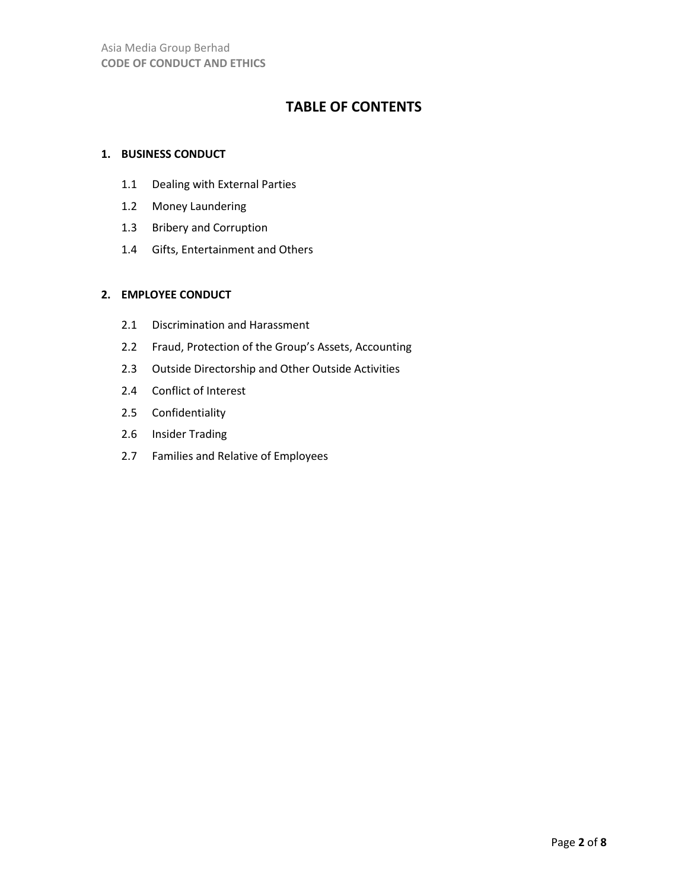# TABLE OF CONTENTS

**1. BUSINESS CONDUCT**

- 1.1 Dealing with External Parties
- 1.2 Money Laundering
- 1.3 Bribery and Corruption
- 1.4 Gifts, Entertainment and Others

**2. EMPLOYEE CONDUCT**

- 2.1 Discrimination and Harassment
- 2.2 Fraud, Protection of the Group's Assets, Accounting
- 2.3 Outside Directorship and Other Outside Activities
- 2.4 Conflict of Interest
- 2.5 Confidentiality
- 2.6 Insider Trading
- 2.7 Families and Relative of Employees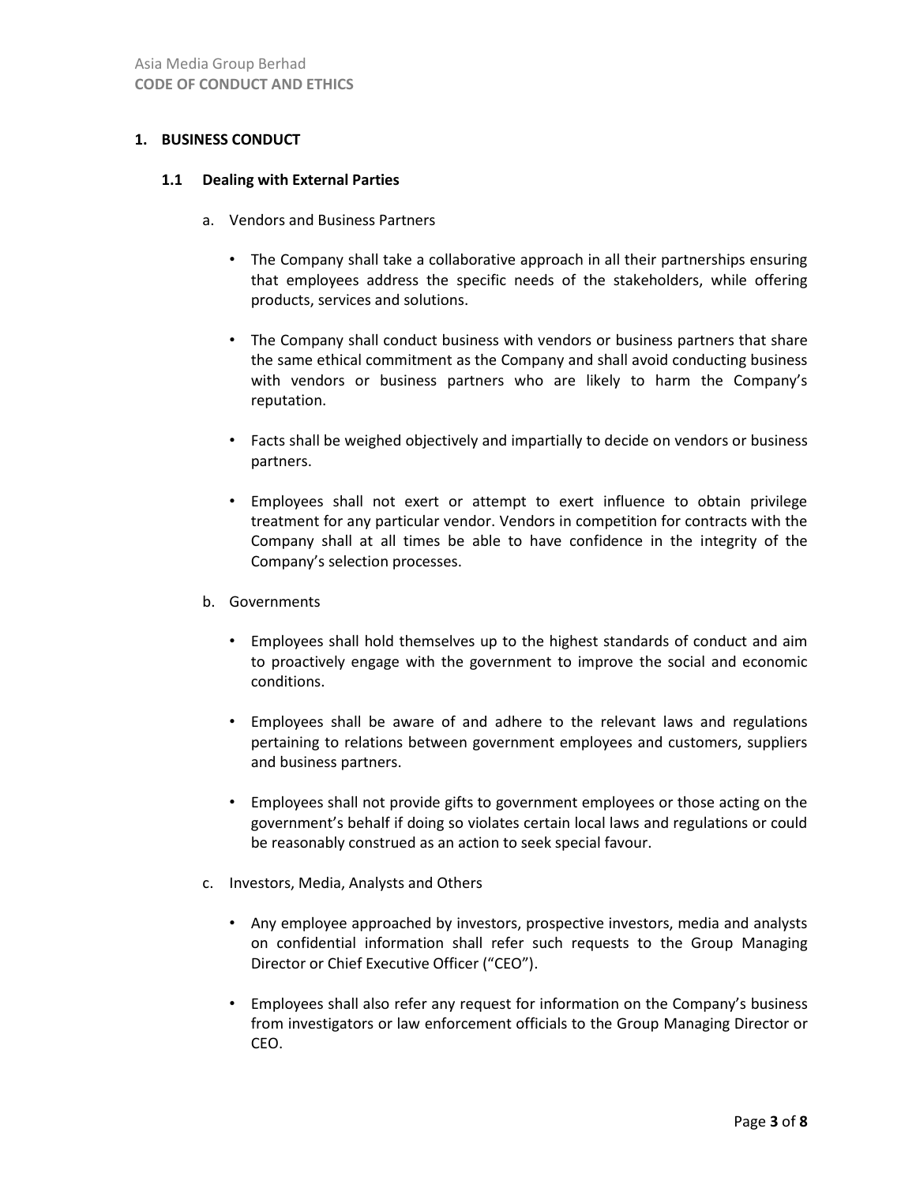## 1. BUSINESS CONDUCT

### 1.1 Dealing with External Parties

a. Vendors and Business Partners

- The Company shall take a collaborative approach in all their partnerships ensuring that employees address the specific needs of the stakeholders, while offering products, services and solutions.

- The Company shall conduct business with vendors or business partners that share the same ethical commitment as the Company and shall avoid conducting business with vendors or business partners who are likely to harm the Company's reputation.

- Facts shall be weighed objectively and impartially to decide on vendors or business partners.

- Employees shall not exert or attempt to exert influence to obtain privilege treatment for any particular vendor. Vendors in competition for contracts with the Company shall at all times be able to have confidence in the integrity of the Company's selection processes.

b. Governments

- Employees shall hold themselves up to the highest standards of conduct and aim to proactively engage with the government to improve the social and economic conditions.

- Employees shall be aware of and adhere to the relevant laws and regulations pertaining to relations between government employees and customers, suppliers and business partners.

- Employees shall not provide gifts to government employees or those acting on the government's behalf if doing so violates certain local laws and regulations or could be reasonably construed as an action to seek special favour.

c. Investors, Media, Analysts and Others

- Any employee approached by investors, prospective investors, media and analysts on confidential information shall refer such requests to the Group Managing Director or Chief Executive Officer ("CEO").

- Employees shall also refer any request for information on the Company's business from investigators or law enforcement officials to the Group Managing Director or CEO.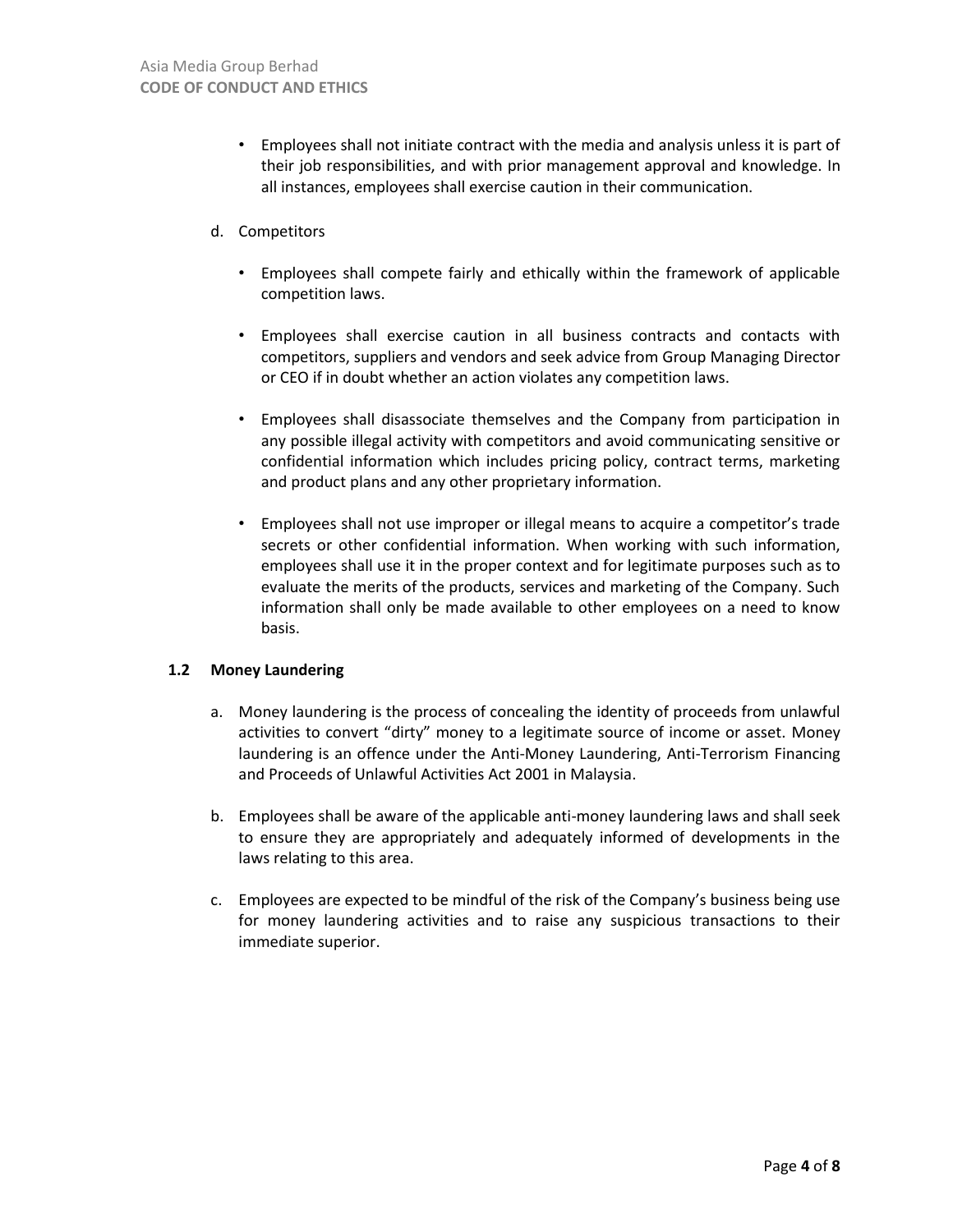- Employees shall not initiate contract with the media and analysis unless it is part of their job responsibilities, and with prior management approval and knowledge. In all instances, employees shall exercise caution in their communication.

d. Competitors

- Employees shall compete fairly and ethically within the framework of applicable competition laws.
- Employees shall exercise caution in all business contracts and contacts with competitors, suppliers and vendors and seek advice from Group Managing Director or CEO if in doubt whether an action violates any competition laws.
- Employees shall disassociate themselves and the Company from participation in any possible illegal activity with competitors and avoid communicating sensitive or confidential information which includes pricing policy, contract terms, marketing and product plans and any other proprietary information.
- Employees shall not use improper or illegal means to acquire a competitor's trade secrets or other confidential information. When working with such information, employees shall use it in the proper context and for legitimate purposes such as to evaluate the merits of the products, services and marketing of the Company. Such information shall only be made available to other employees on a need to know basis.

### 1.2 Money Laundering

a. Money laundering is the process of concealing the identity of proceeds from unlawful activities to convert "dirty" money to a legitimate source of income or asset. Money laundering is an offence under the Anti-Money Laundering, Anti-Terrorism Financing and Proceeds of Unlawful Activities Act 2001 in Malaysia.

b. Employees shall be aware of the applicable anti-money laundering laws and shall seek to ensure they are appropriately and adequately informed of developments in the laws relating to this area.

c. Employees are expected to be mindful of the risk of the Company's business being use for money laundering activities and to raise any suspicious transactions to their immediate superior.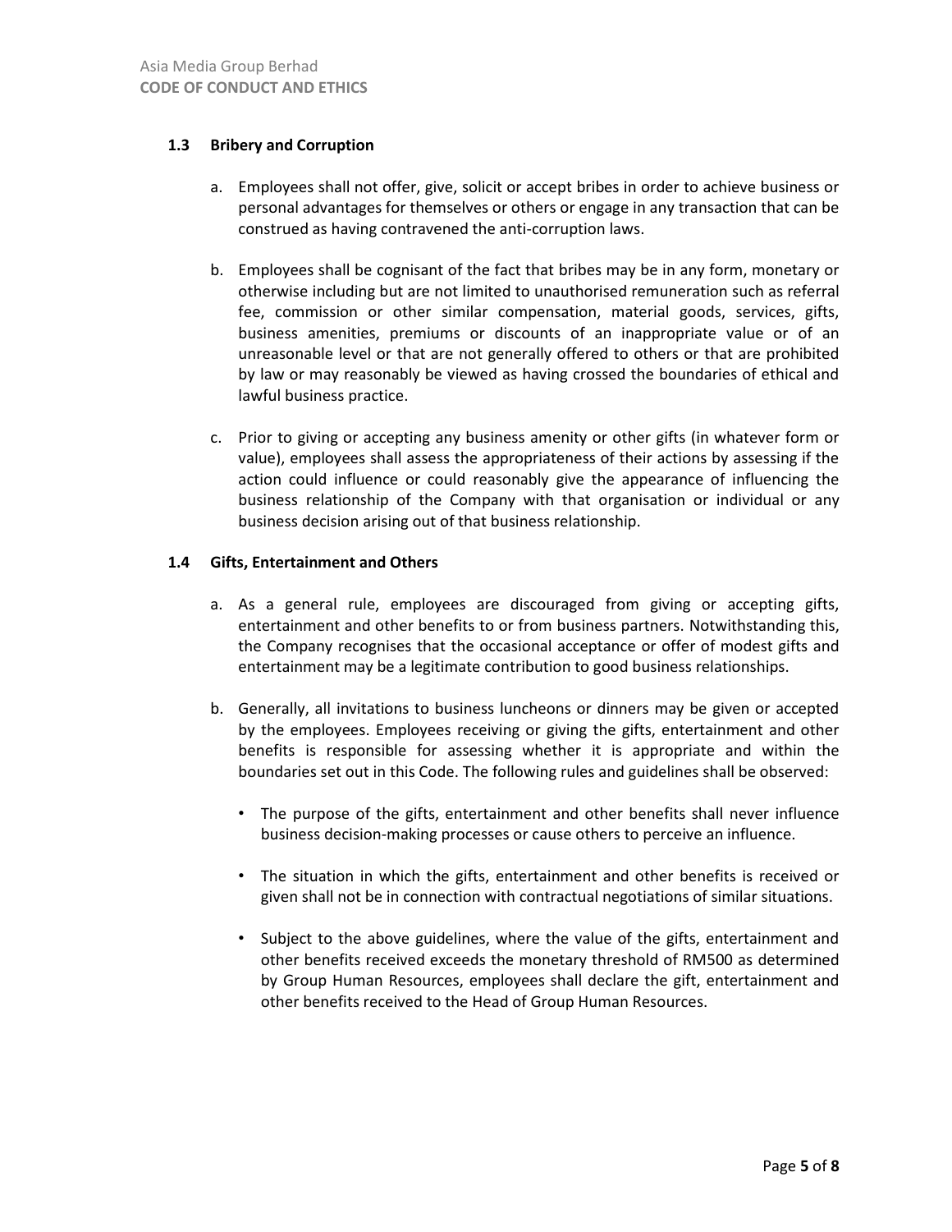### 1.3 Bribery and Corruption

a. Employees shall not offer, give, solicit or accept bribes in order to achieve business or personal advantages for themselves or others or engage in any transaction that can be construed as having contravened the anti-corruption laws.

b. Employees shall be cognisant of the fact that bribes may be in any form, monetary or otherwise including but are not limited to unauthorised remuneration such as referral fee, commission or other similar compensation, material goods, services, gifts, business amenities, premiums or discounts of an inappropriate value or of an unreasonable level or that are not generally offered to others or that are prohibited by law or may reasonably be viewed as having crossed the boundaries of ethical and lawful business practice.

c. Prior to giving or accepting any business amenity or other gifts (in whatever form or value), employees shall assess the appropriateness of their actions by assessing if the action could influence or could reasonably give the appearance of influencing the business relationship of the Company with that organisation or individual or any business decision arising out of that business relationship.

### 1.4 Gifts, Entertainment and Others

a. As a general rule, employees are discouraged from giving or accepting gifts, entertainment and other benefits to or from business partners. Notwithstanding this, the Company recognises that the occasional acceptance or offer of modest gifts and entertainment may be a legitimate contribution to good business relationships.

b. Generally, all invitations to business luncheons or dinners may be given or accepted by the employees. Employees receiving or giving the gifts, entertainment and other benefits is responsible for assessing whether it is appropriate and within the boundaries set out in this Code. The following rules and guidelines shall be observed:

   - The purpose of the gifts, entertainment and other benefits shall never influence business decision-making processes or cause others to perceive an influence.

   - The situation in which the gifts, entertainment and other benefits is received or given shall not be in connection with contractual negotiations of similar situations.

   - Subject to the above guidelines, where the value of the gifts, entertainment and other benefits received exceeds the monetary threshold of RM500 as determined by Group Human Resources, employees shall declare the gift, entertainment and other benefits received to the Head of Group Human Resources.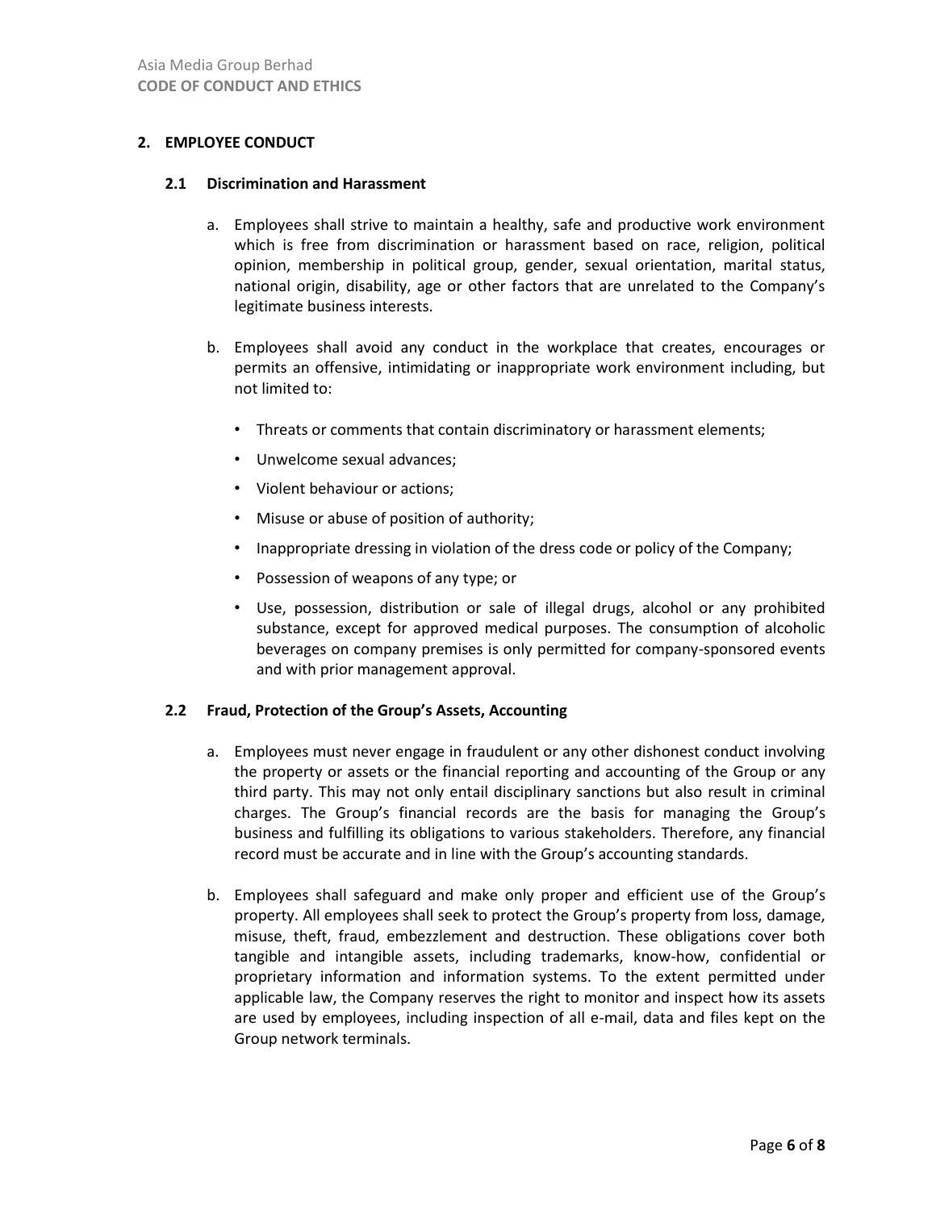## 2. EMPLOYEE CONDUCT

### 2.1 Discrimination and Harassment

a. Employees shall strive to maintain a healthy, safe and productive work environment which is free from discrimination or harassment based on race, religion, political opinion, membership in political group, gender, sexual orientation, marital status, national origin, disability, age or other factors that are unrelated to the Company's legitimate business interests.

b. Employees shall avoid any conduct in the workplace that creates, encourages or permits an offensive, intimidating or inappropriate work environment including, but not limited to:

- Threats or comments that contain discriminatory or harassment elements;
- Unwelcome sexual advances;
- Violent behaviour or actions;
- Misuse or abuse of position of authority;
- Inappropriate dressing in violation of the dress code or policy of the Company;
- Possession of weapons of any type; or
- Use, possession, distribution or sale of illegal drugs, alcohol or any prohibited substance, except for approved medical purposes. The consumption of alcoholic beverages on company premises is only permitted for company-sponsored events and with prior management approval.

### 2.2 Fraud, Protection of the Group's Assets, Accounting

a. Employees must never engage in fraudulent or any other dishonest conduct involving the property or assets or the financial reporting and accounting of the Group or any third party. This may not only entail disciplinary sanctions but also result in criminal charges. The Group's financial records are the basis for managing the Group's business and fulfilling its obligations to various stakeholders. Therefore, any financial record must be accurate and in line with the Group's accounting standards.

b. Employees shall safeguard and make only proper and efficient use of the Group's property. All employees shall seek to protect the Group's property from loss, damage, misuse, theft, fraud, embezzlement and destruction. These obligations cover both tangible and intangible assets, including trademarks, know-how, confidential or proprietary information and information systems. To the extent permitted under applicable law, the Company reserves the right to monitor and inspect how its assets are used by employees, including inspection of all e-mail, data and files kept on the Group network terminals.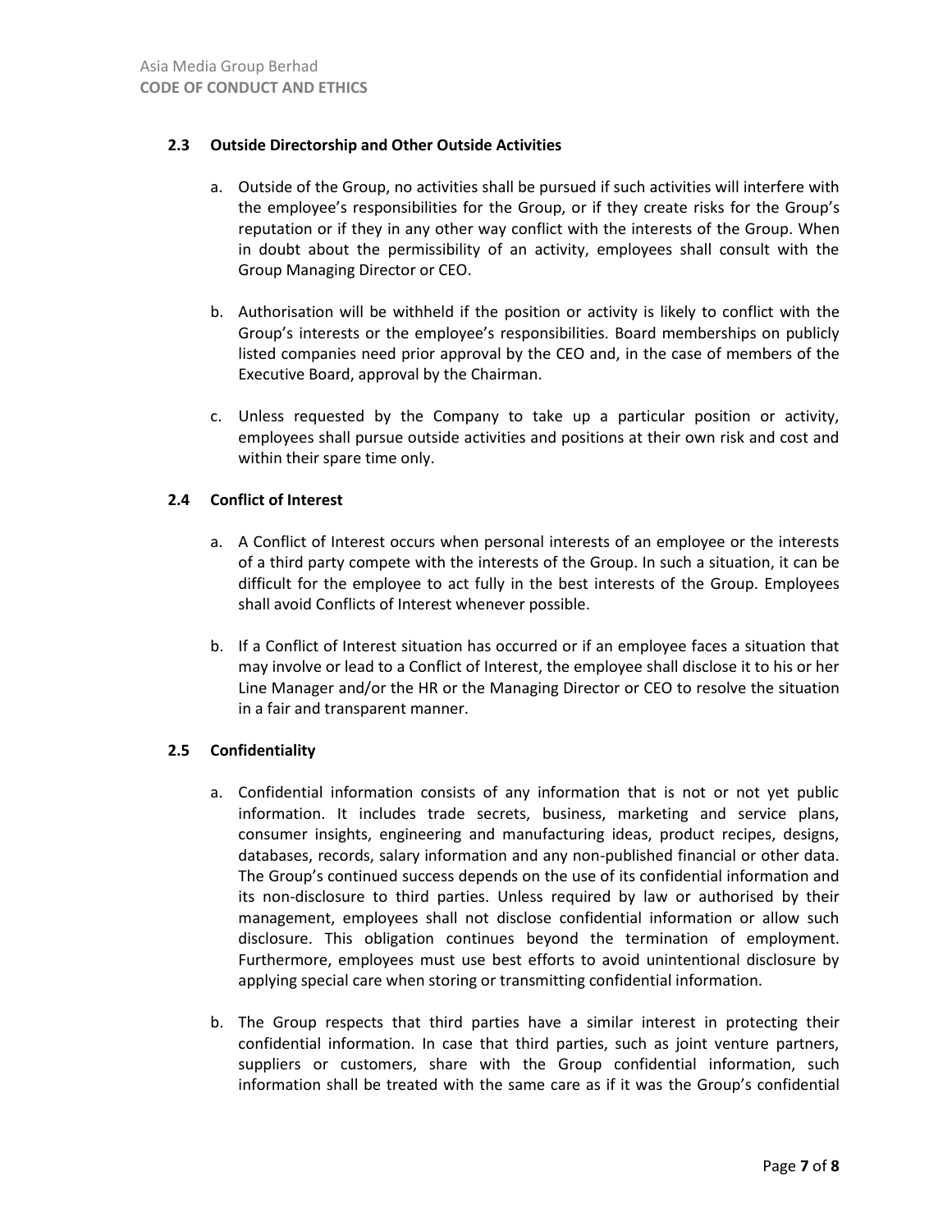### 2.3 Outside Directorship and Other Outside Activities

a. Outside of the Group, no activities shall be pursued if such activities will interfere with the employee's responsibilities for the Group, or if they create risks for the Group's reputation or if they in any other way conflict with the interests of the Group. When in doubt about the permissibility of an activity, employees shall consult with the Group Managing Director or CEO.

b. Authorisation will be withheld if the position or activity is likely to conflict with the Group's interests or the employee's responsibilities. Board memberships on publicly listed companies need prior approval by the CEO and, in the case of members of the Executive Board, approval by the Chairman.

c. Unless requested by the Company to take up a particular position or activity, employees shall pursue outside activities and positions at their own risk and cost and within their spare time only.

### 2.4 Conflict of Interest

a. A Conflict of Interest occurs when personal interests of an employee or the interests of a third party compete with the interests of the Group. In such a situation, it can be difficult for the employee to act fully in the best interests of the Group. Employees shall avoid Conflicts of Interest whenever possible.

b. If a Conflict of Interest situation has occurred or if an employee faces a situation that may involve or lead to a Conflict of Interest, the employee shall disclose it to his or her Line Manager and/or the HR or the Managing Director or CEO to resolve the situation in a fair and transparent manner.

### 2.5 Confidentiality

a. Confidential information consists of any information that is not or not yet public information. It includes trade secrets, business, marketing and service plans, consumer insights, engineering and manufacturing ideas, product recipes, designs, databases, records, salary information and any non-published financial or other data. The Group's continued success depends on the use of its confidential information and its non-disclosure to third parties. Unless required by law or authorised by their management, employees shall not disclose confidential information or allow such disclosure. This obligation continues beyond the termination of employment. Furthermore, employees must use best efforts to avoid unintentional disclosure by applying special care when storing or transmitting confidential information.

b. The Group respects that third parties have a similar interest in protecting their confidential information. In case that third parties, such as joint venture partners, suppliers or customers, share with the Group confidential information, such information shall be treated with the same care as if it was the Group's confidential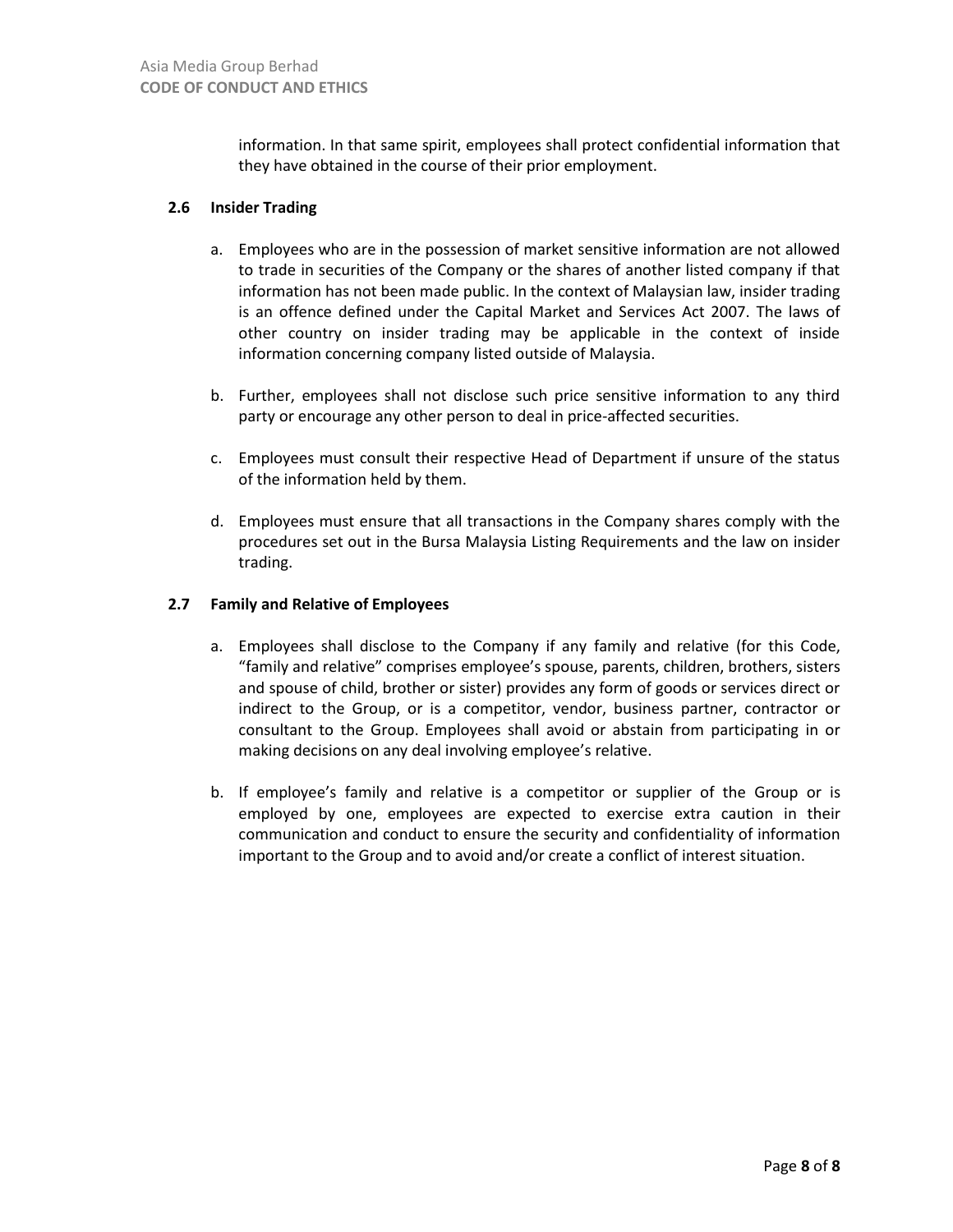information. In that same spirit, employees shall protect confidential information that they have obtained in the course of their prior employment.

### 2.6 Insider Trading

a. Employees who are in the possession of market sensitive information are not allowed to trade in securities of the Company or the shares of another listed company if that information has not been made public. In the context of Malaysian law, insider trading is an offence defined under the Capital Market and Services Act 2007. The laws of other country on insider trading may be applicable in the context of inside information concerning company listed outside of Malaysia.

b. Further, employees shall not disclose such price sensitive information to any third party or encourage any other person to deal in price-affected securities.

c. Employees must consult their respective Head of Department if unsure of the status of the information held by them.

d. Employees must ensure that all transactions in the Company shares comply with the procedures set out in the Bursa Malaysia Listing Requirements and the law on insider trading.

### 2.7 Family and Relative of Employees

a. Employees shall disclose to the Company if any family and relative (for this Code, "family and relative" comprises employee's spouse, parents, children, brothers, sisters and spouse of child, brother or sister) provides any form of goods or services direct or indirect to the Group, or is a competitor, vendor, business partner, contractor or consultant to the Group. Employees shall avoid or abstain from participating in or making decisions on any deal involving employee's relative.

b. If employee's family and relative is a competitor or supplier of the Group or is employed by one, employees are expected to exercise extra caution in their communication and conduct to ensure the security and confidentiality of information important to the Group and to avoid and/or create a conflict of interest situation.